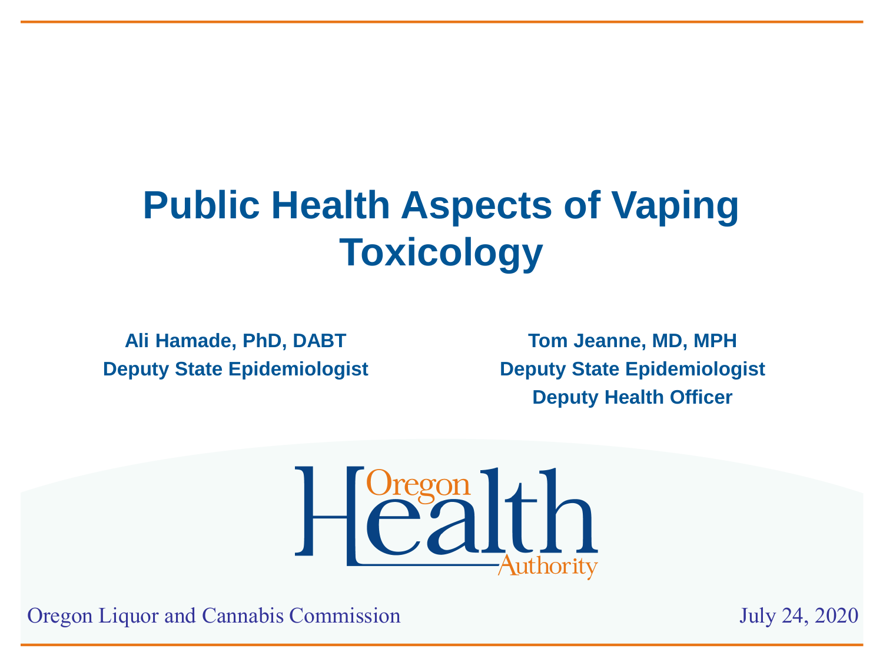# Public Health Aspects of Vaping Toxicology

**Ali Hamade, PhD, DABT**
**Deputy State Epidemiologist**

**Tom Jeanne, MD, MPH**
**Deputy State Epidemiologist**
**Deputy Health Officer**

Oregon Health Authority

Oregon Liquor and Cannabis Commission

July 24, 2020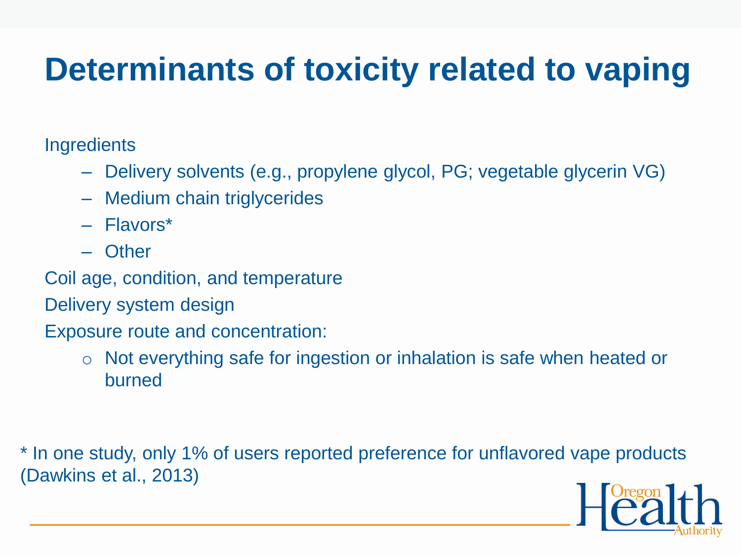# Determinants of toxicity related to vaping

Ingredients

- Delivery solvents (e.g., propylene glycol, PG; vegetable glycerin VG)
- Medium chain triglycerides
- Flavors*
- Other

Coil age, condition, and temperature

Delivery system design

Exposure route and concentration:

- Not everything safe for ingestion or inhalation is safe when heated or burned

* In one study, only 1% of users reported preference for unflavored vape products (Dawkins et al., 2013)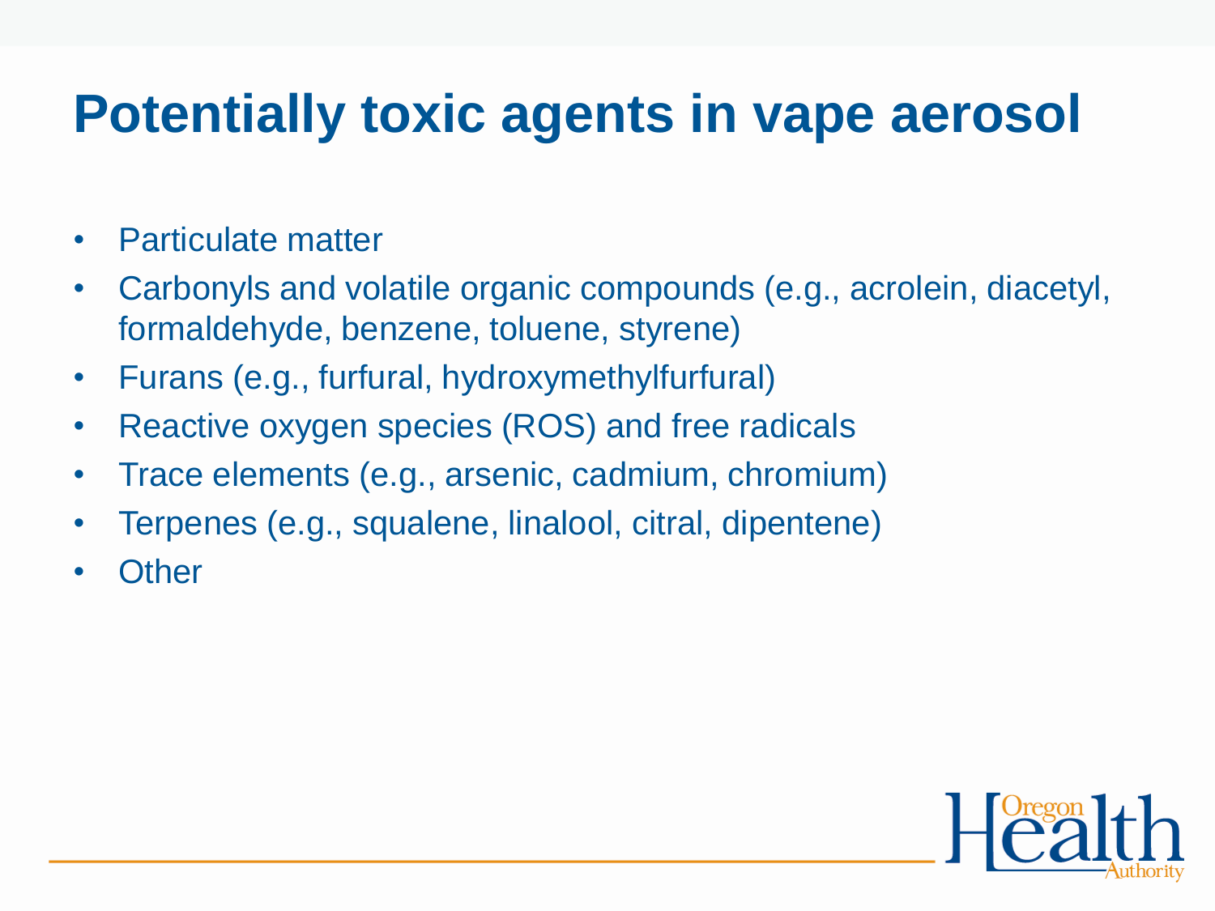# Potentially toxic agents in vape aerosol

- Particulate matter
- Carbonyls and volatile organic compounds (e.g., acrolein, diacetyl, formaldehyde, benzene, toluene, styrene)
- Furans (e.g., furfural, hydroxymethylfurfural)
- Reactive oxygen species (ROS) and free radicals
- Trace elements (e.g., arsenic, cadmium, chromium)
- Terpenes (e.g., squalene, linalool, citral, dipentene)
- Other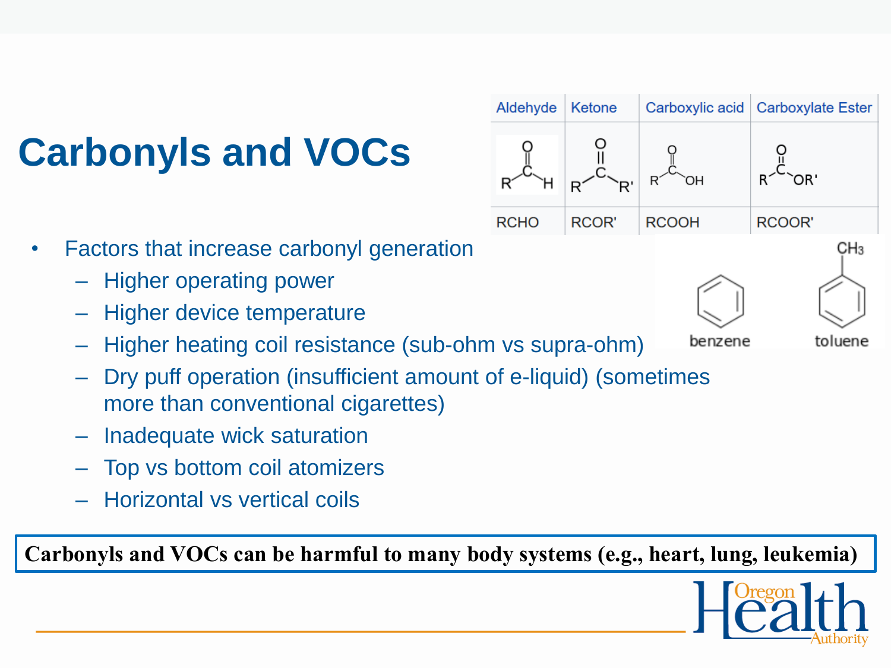# Carbonyls and VOCs

| Aldehyde | Ketone | Carboxylic acid | Carboxylate Ester |
|---|---|---|---|
| RCHO | RCOR' | RCOOH | RCOOR' |

benzene    toluene

- Factors that increase carbonyl generation
  - Higher operating power
  - Higher device temperature
  - Higher heating coil resistance (sub-ohm vs supra-ohm)
  - Dry puff operation (insufficient amount of e-liquid) (sometimes more than conventional cigarettes)
  - Inadequate wick saturation
  - Top vs bottom coil atomizers
  - Horizontal vs vertical coils

**Carbonyls and VOCs can be harmful to many body systems (e.g., heart, lung, leukemia)**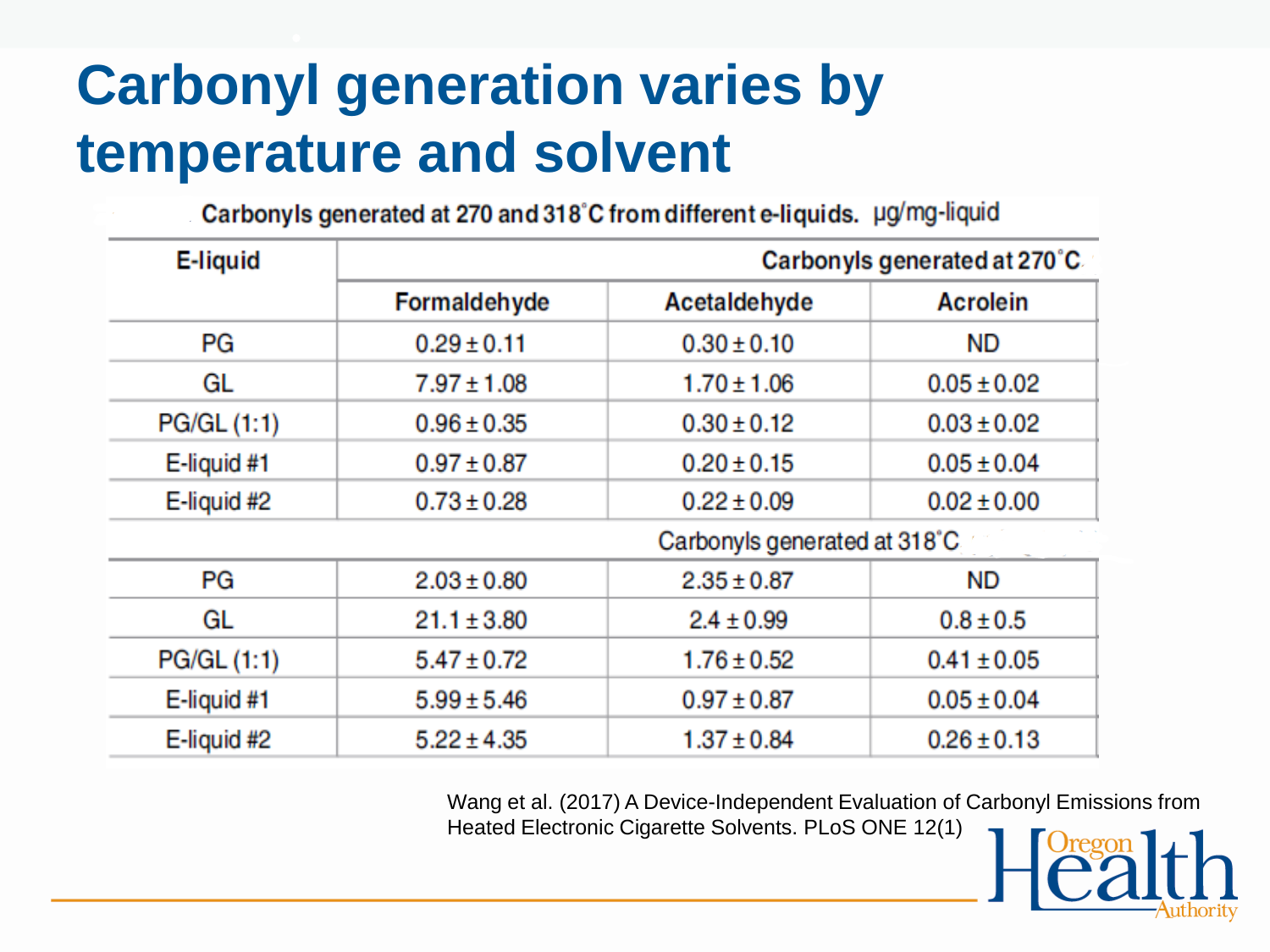# Carbonyl generation varies by temperature and solvent

Carbonyls generated at 270 and 318°C from different e-liquids. μg/mg-liquid

| E-liquid | Carbonyls generated at 270°C | | |
|---|---|---|---|
| | Formaldehyde | Acetaldehyde | Acrolein |
| PG | 0.29 ± 0.11 | 0.30 ± 0.10 | ND |
| GL | 7.97 ± 1.08 | 1.70 ± 1.06 | 0.05 ± 0.02 |
| PG/GL (1:1) | 0.96 ± 0.35 | 0.30 ± 0.12 | 0.03 ± 0.02 |
| E-liquid #1 | 0.97 ± 0.87 | 0.20 ± 0.15 | 0.05 ± 0.04 |
| E-liquid #2 | 0.73 ± 0.28 | 0.22 ± 0.09 | 0.02 ± 0.00 |
| | Carbonyls generated at 318°C | | |
| PG | 2.03 ± 0.80 | 2.35 ± 0.87 | ND |
| GL | 21.1 ± 3.80 | 2.4 ± 0.99 | 0.8 ± 0.5 |
| PG/GL (1:1) | 5.47 ± 0.72 | 1.76 ± 0.52 | 0.41 ± 0.05 |
| E-liquid #1 | 5.99 ± 5.46 | 0.97 ± 0.87 | 0.05 ± 0.04 |
| E-liquid #2 | 5.22 ± 4.35 | 1.37 ± 0.84 | 0.26 ± 0.13 |

Wang et al. (2017) A Device-Independent Evaluation of Carbonyl Emissions from Heated Electronic Cigarette Solvents. PLoS ONE 12(1)

Oregon Health Authority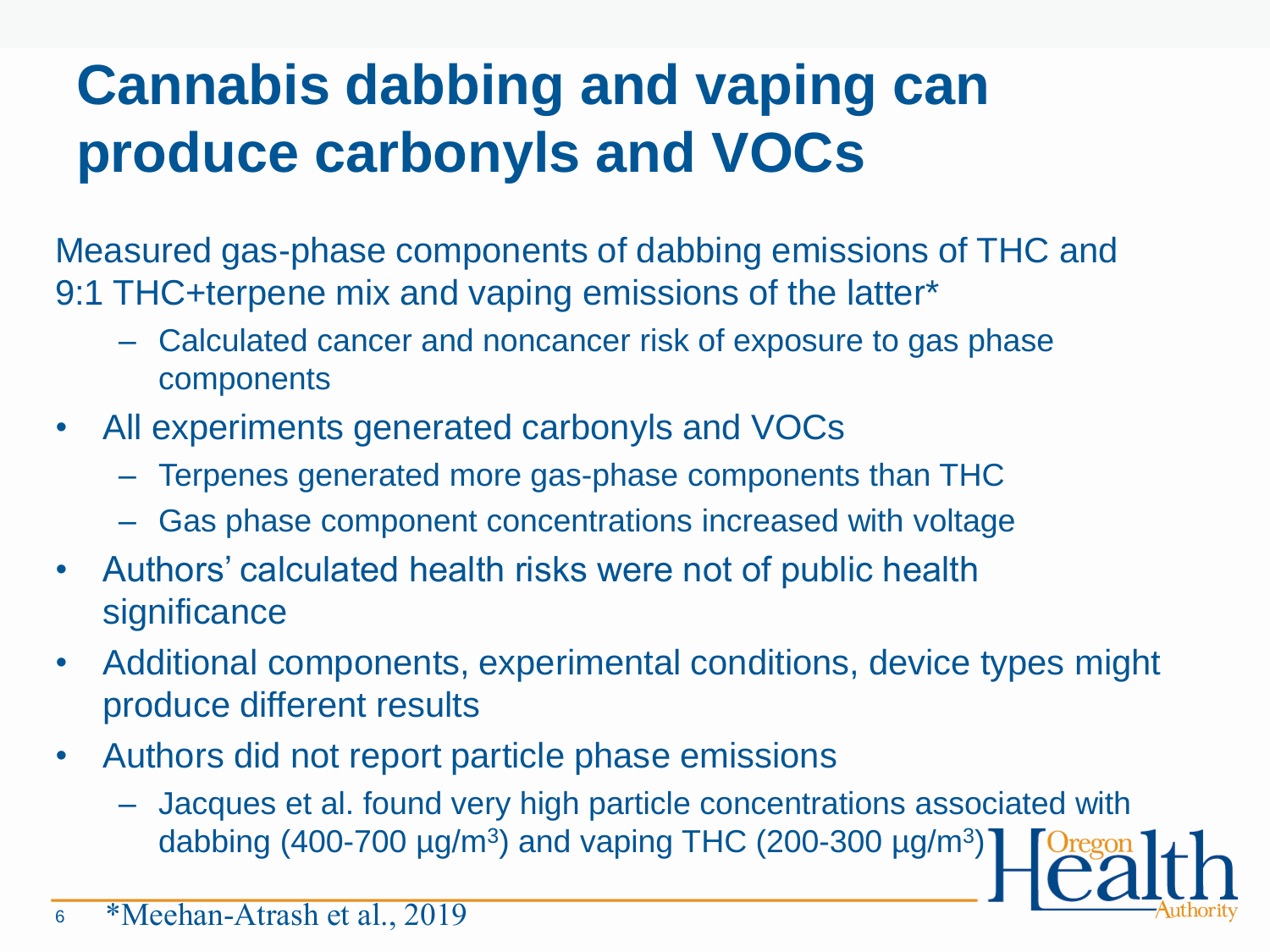# Cannabis dabbing and vaping can produce carbonyls and VOCs

Measured gas-phase components of dabbing emissions of THC and 9:1 THC+terpene mix and vaping emissions of the latter*

- Calculated cancer and noncancer risk of exposure to gas phase components

- All experiments generated carbonyls and VOCs
  - Terpenes generated more gas-phase components than THC
  - Gas phase component concentrations increased with voltage
- Authors' calculated health risks were not of public health significance
- Additional components, experimental conditions, device types might produce different results
- Authors did not report particle phase emissions
  - Jacques et al. found very high particle concentrations associated with dabbing (400-700 µg/m$^3$) and vaping THC (200-300 µg/m$^3$)

*Meehan-Atrash et al., 2019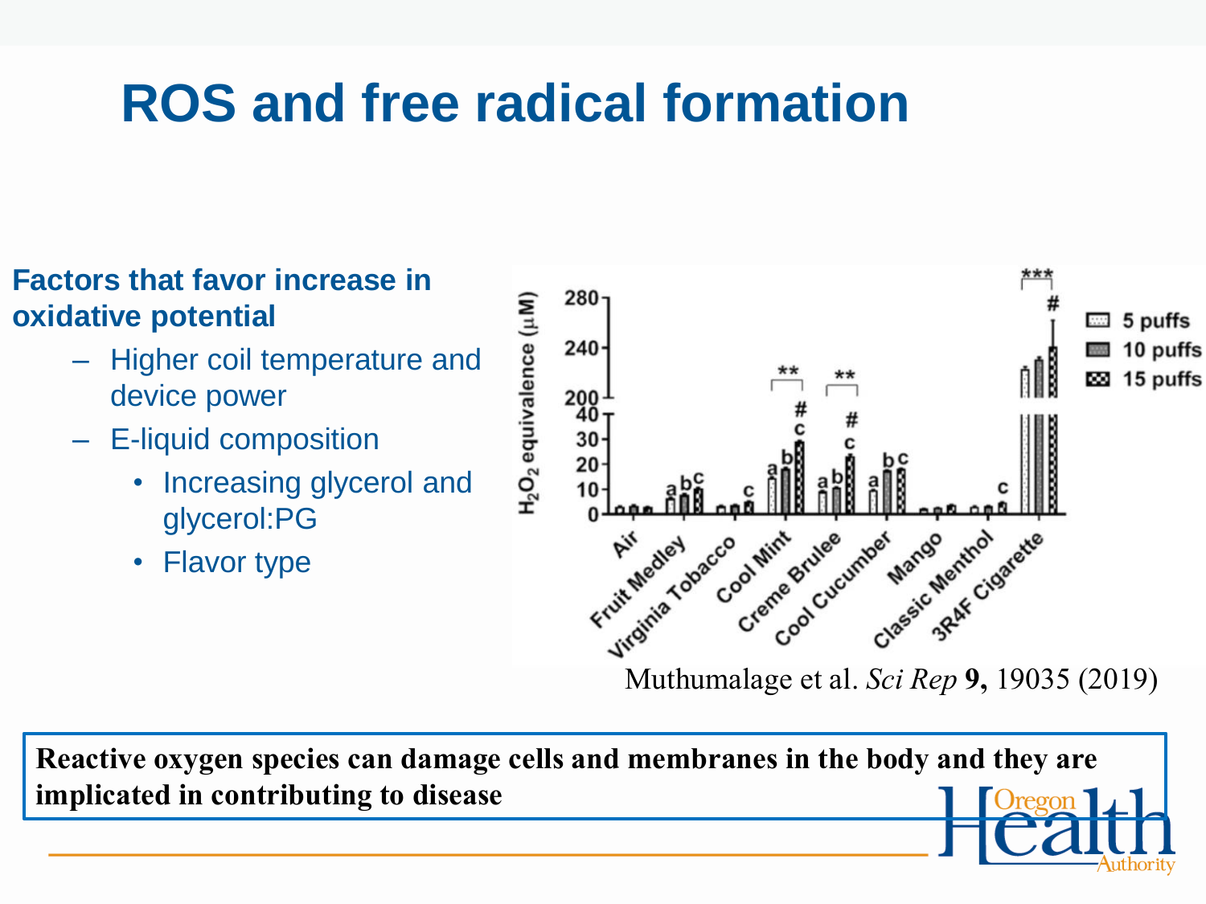# ROS and free radical formation

**Factors that favor increase in oxidative potential**

- Higher coil temperature and device power
- E-liquid composition
  - Increasing glycerol and glycerol:PG
  - Flavor type

Muthumalage et al. *Sci Rep* **9,** 19035 (2019)

**Reactive oxygen species can damage cells and membranes in the body and they are implicated in contributing to disease**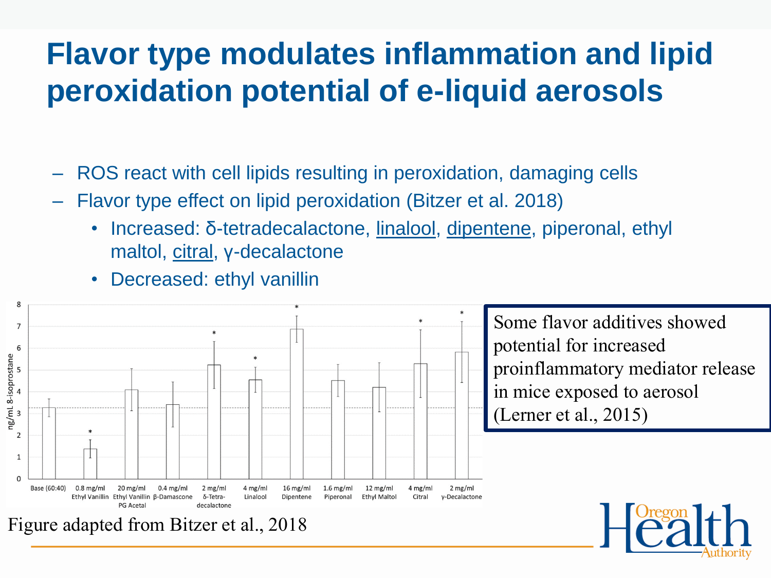# Flavor type modulates inflammation and lipid peroxidation potential of e-liquid aerosols

- ROS react with cell lipids resulting in peroxidation, damaging cells
- Flavor type effect on lipid peroxidation (Bitzer et al. 2018)
  - Increased: δ-tetradecalactone, linalool, dipentene, piperonal, ethyl maltol, citral, γ-decalactone
  - Decreased: ethyl vanillin

ng/mL 8-isoprostane

| Condition | Significant |
| --- | --- |
| Base (60:40) | |
| 0.8 mg/ml Ethyl Vanillin | * |
| 20 mg/ml Ethyl Vanillin PG Acetal | |
| 0.4 mg/ml β-Damascone | |
| 2 mg/ml δ-Tetra-decalactone | * |
| 4 mg/ml Linalool | * |
| 16 mg/ml Dipentene | * |
| 1.6 mg/ml Piperonal | |
| 12 mg/ml Ethyl Maltol | |
| 4 mg/ml Citral | * |
| 2 mg/ml γ-Decalactone | * |

Figure adapted from Bitzer et al., 2018

Some flavor additives showed potential for increased proinflammatory mediator release in mice exposed to aerosol (Lerner et al., 2015)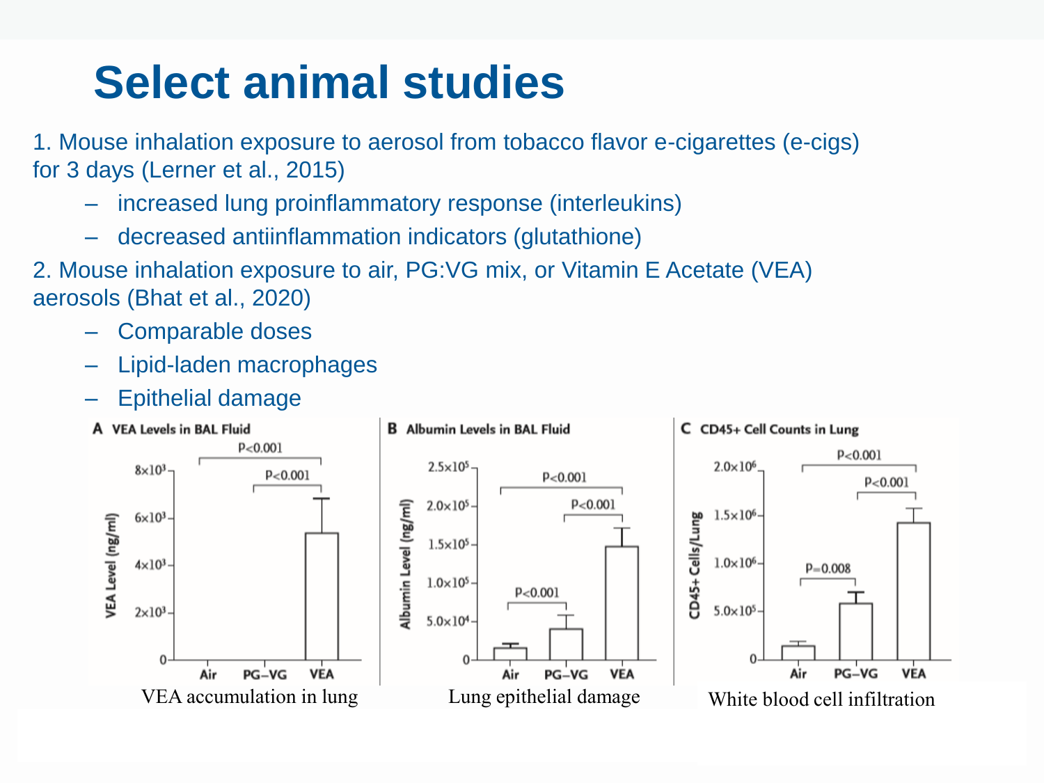# Select animal studies

1. Mouse inhalation exposure to aerosol from tobacco flavor e-cigarettes (e-cigs) for 3 days (Lerner et al., 2015)
   - increased lung proinflammatory response (interleukins)
   - decreased antiinflammation indicators (glutathione)
2. Mouse inhalation exposure to air, PG:VG mix, or Vitamin E Acetate (VEA) aerosols (Bhat et al., 2020)
   - Comparable doses
   - Lipid-laden macrophages
   - Epithelial damage

**A VEA Levels in BAL Fluid**

VEA accumulation in lung

**B Albumin Levels in BAL Fluid**

Lung epithelial damage

**C CD45+ Cell Counts in Lung**

White blood cell infiltration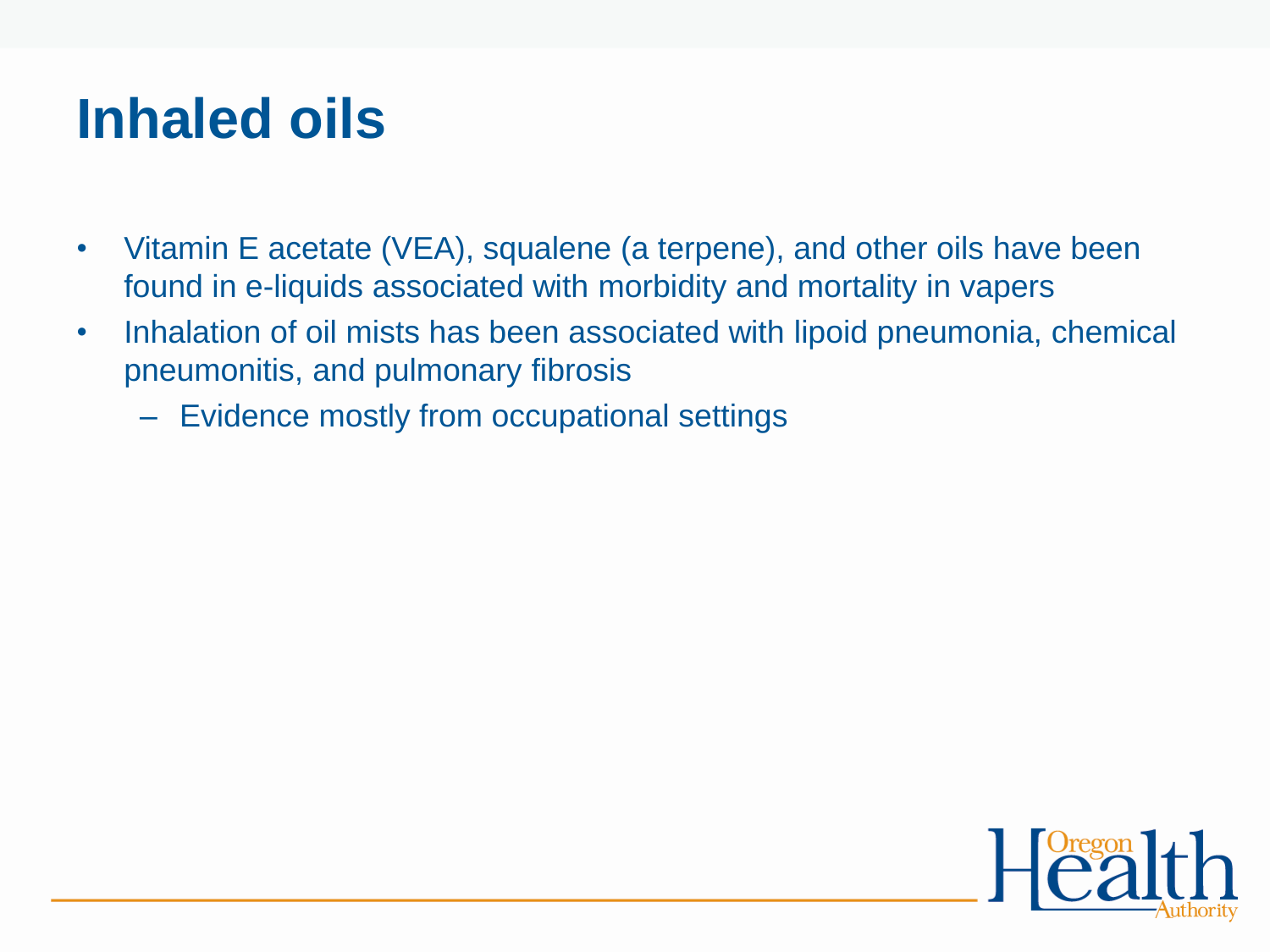# Inhaled oils

- Vitamin E acetate (VEA), squalene (a terpene), and other oils have been found in e-liquids associated with morbidity and mortality in vapers
- Inhalation of oil mists has been associated with lipoid pneumonia, chemical pneumonitis, and pulmonary fibrosis
  - Evidence mostly from occupational settings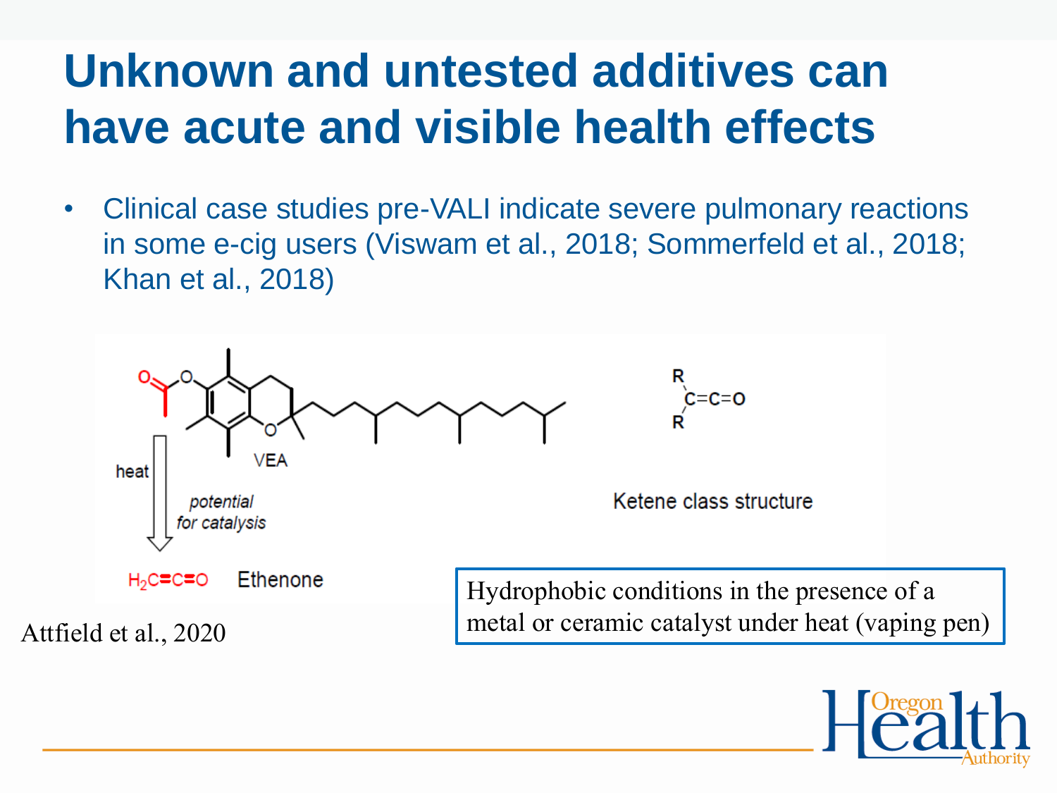# Unknown and untested additives can have acute and visible health effects

- Clinical case studies pre-VALI indicate severe pulmonary reactions in some e-cig users (Viswam et al., 2018; Sommerfeld et al., 2018; Khan et al., 2018)

VEA

heat

*potential for catalysis*

$H_2C{=}C{=}O$ Ethenone

$R_2C{=}C{=}O$

Ketene class structure

Attfield et al., 2020

Hydrophobic conditions in the presence of a metal or ceramic catalyst under heat (vaping pen)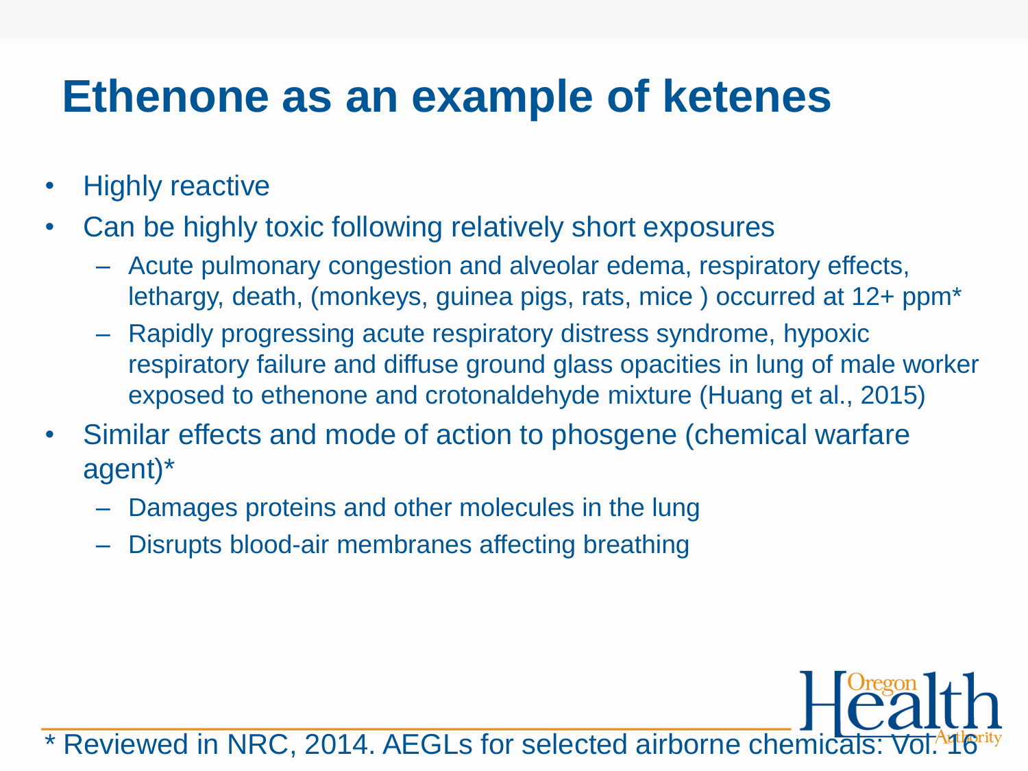# Ethenone as an example of ketenes

- Highly reactive
- Can be highly toxic following relatively short exposures
  - Acute pulmonary congestion and alveolar edema, respiratory effects, lethargy, death, (monkeys, guinea pigs, rats, mice ) occurred at 12+ ppm*
  - Rapidly progressing acute respiratory distress syndrome, hypoxic respiratory failure and diffuse ground glass opacities in lung of male worker exposed to ethenone and crotonaldehyde mixture (Huang et al., 2015)
- Similar effects and mode of action to phosgene (chemical warfare agent)*
  - Damages proteins and other molecules in the lung
  - Disrupts blood-air membranes affecting breathing

* Reviewed in NRC, 2014. AEGLs for selected airborne chemicals: Vol. 16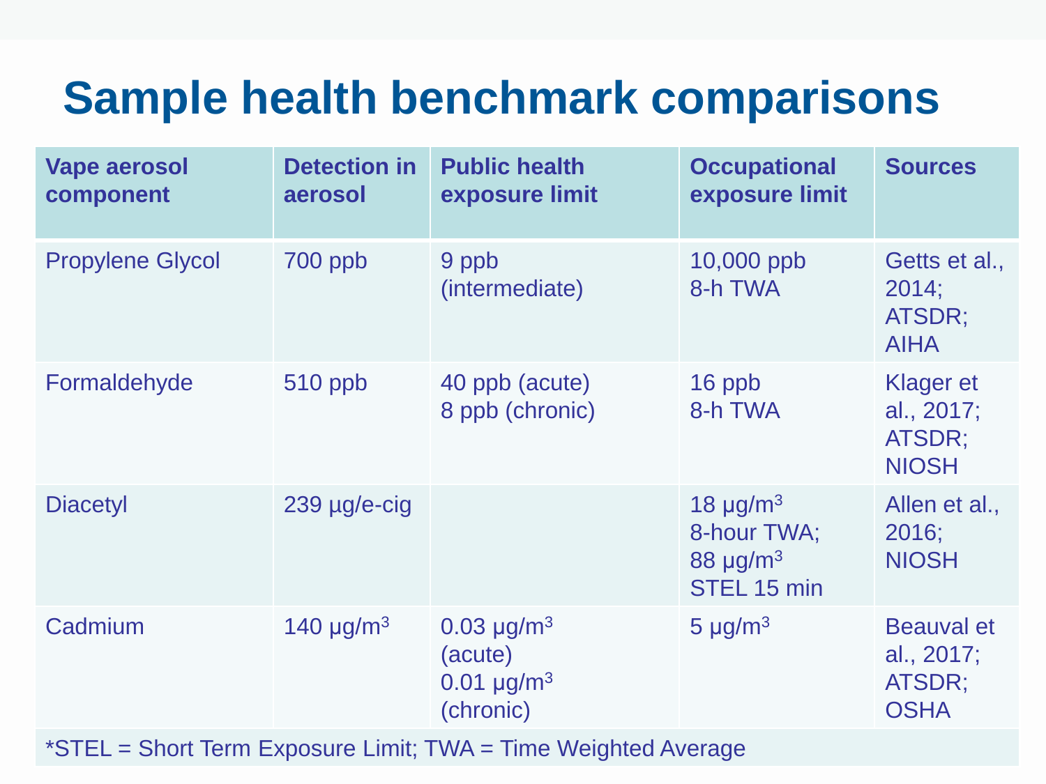# Sample health benchmark comparisons

| Vape aerosol component | Detection in aerosol | Public health exposure limit | Occupational exposure limit | Sources |
|---|---|---|---|---|
| Propylene Glycol | 700 ppb | 9 ppb (intermediate) | 10,000 ppb 8-h TWA | Getts et al., 2014; ATSDR; AIHA |
| Formaldehyde | 510 ppb | 40 ppb (acute) 8 ppb (chronic) | 16 ppb 8-h TWA | Klager et al., 2017; ATSDR; NIOSH |
| Diacetyl | 239 μg/e-cig | | 18 $\mu g/m^3$ 8-hour TWA; 88 $\mu g/m^3$ STEL 15 min | Allen et al., 2016; NIOSH |
| Cadmium | 140 $\mu g/m^3$ | 0.03 $\mu g/m^3$ (acute) 0.01 $\mu g/m^3$ (chronic) | 5 $\mu g/m^3$ | Beauval et al., 2017; ATSDR; OSHA |

*STEL = Short Term Exposure Limit; TWA = Time Weighted Average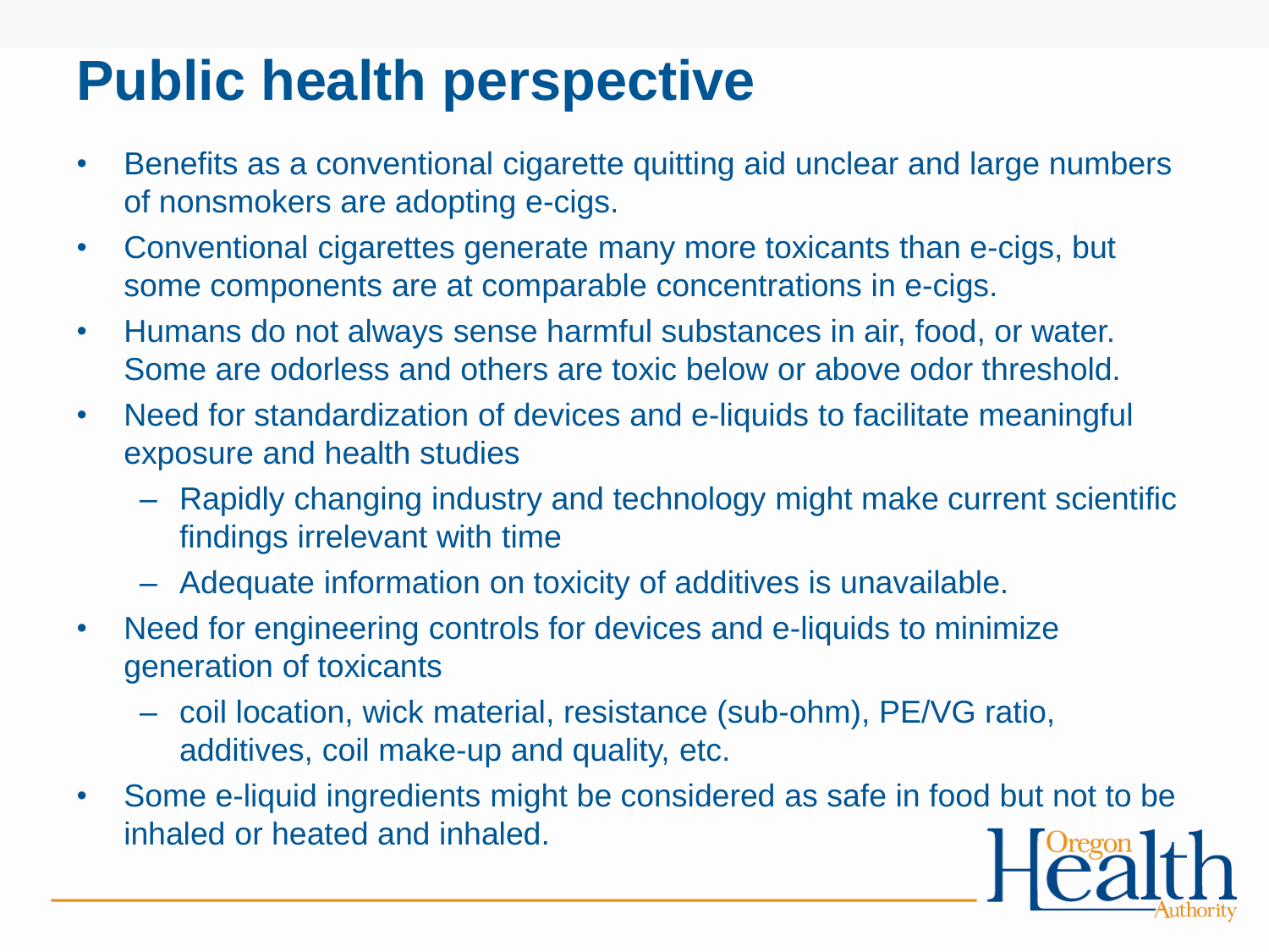# Public health perspective

- Benefits as a conventional cigarette quitting aid unclear and large numbers of nonsmokers are adopting e-cigs.
- Conventional cigarettes generate many more toxicants than e-cigs, but some components are at comparable concentrations in e-cigs.
- Humans do not always sense harmful substances in air, food, or water. Some are odorless and others are toxic below or above odor threshold.
- Need for standardization of devices and e-liquids to facilitate meaningful exposure and health studies
  - Rapidly changing industry and technology might make current scientific findings irrelevant with time
  - Adequate information on toxicity of additives is unavailable.
- Need for engineering controls for devices and e-liquids to minimize generation of toxicants
  - coil location, wick material, resistance (sub-ohm), PE/VG ratio, additives, coil make-up and quality, etc.
- Some e-liquid ingredients might be considered as safe in food but not to be inhaled or heated and inhaled.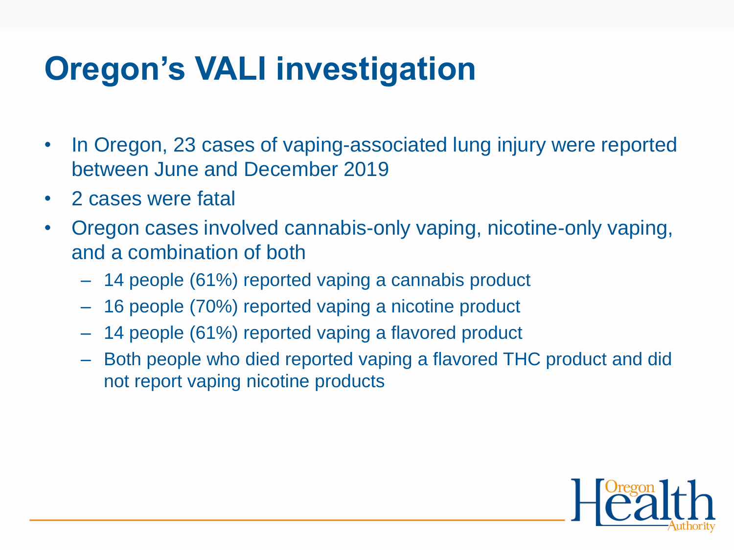# Oregon's VALI investigation

- In Oregon, 23 cases of vaping-associated lung injury were reported between June and December 2019
- 2 cases were fatal
- Oregon cases involved cannabis-only vaping, nicotine-only vaping, and a combination of both
  - 14 people (61%) reported vaping a cannabis product
  - 16 people (70%) reported vaping a nicotine product
  - 14 people (61%) reported vaping a flavored product
  - Both people who died reported vaping a flavored THC product and did not report vaping nicotine products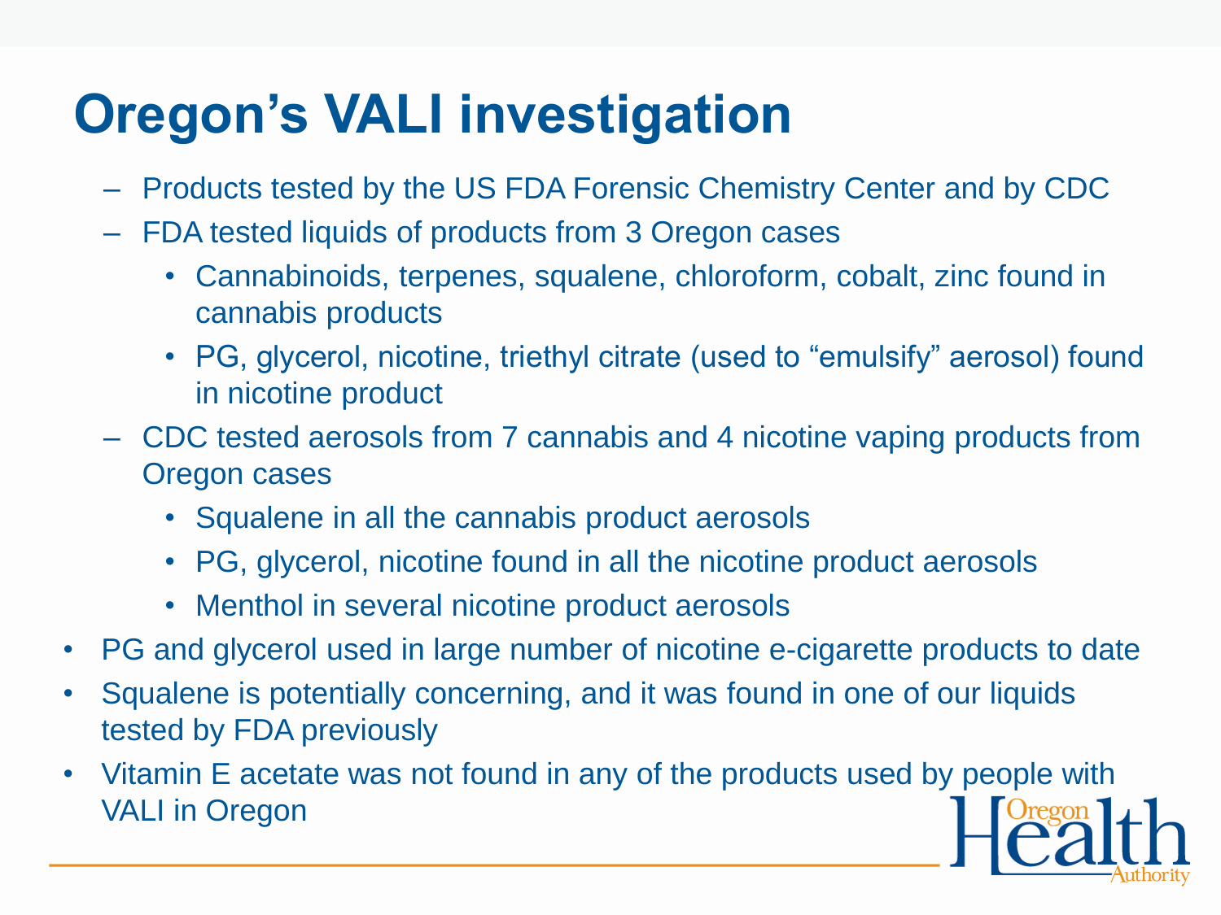# Oregon's VALI investigation

- Products tested by the US FDA Forensic Chemistry Center and by CDC
- FDA tested liquids of products from 3 Oregon cases
  - Cannabinoids, terpenes, squalene, chloroform, cobalt, zinc found in cannabis products
  - PG, glycerol, nicotine, triethyl citrate (used to "emulsify" aerosol) found in nicotine product
- CDC tested aerosols from 7 cannabis and 4 nicotine vaping products from Oregon cases
  - Squalene in all the cannabis product aerosols
  - PG, glycerol, nicotine found in all the nicotine product aerosols
  - Menthol in several nicotine product aerosols

- PG and glycerol used in large number of nicotine e-cigarette products to date
- Squalene is potentially concerning, and it was found in one of our liquids tested by FDA previously
- Vitamin E acetate was not found in any of the products used by people with VALI in Oregon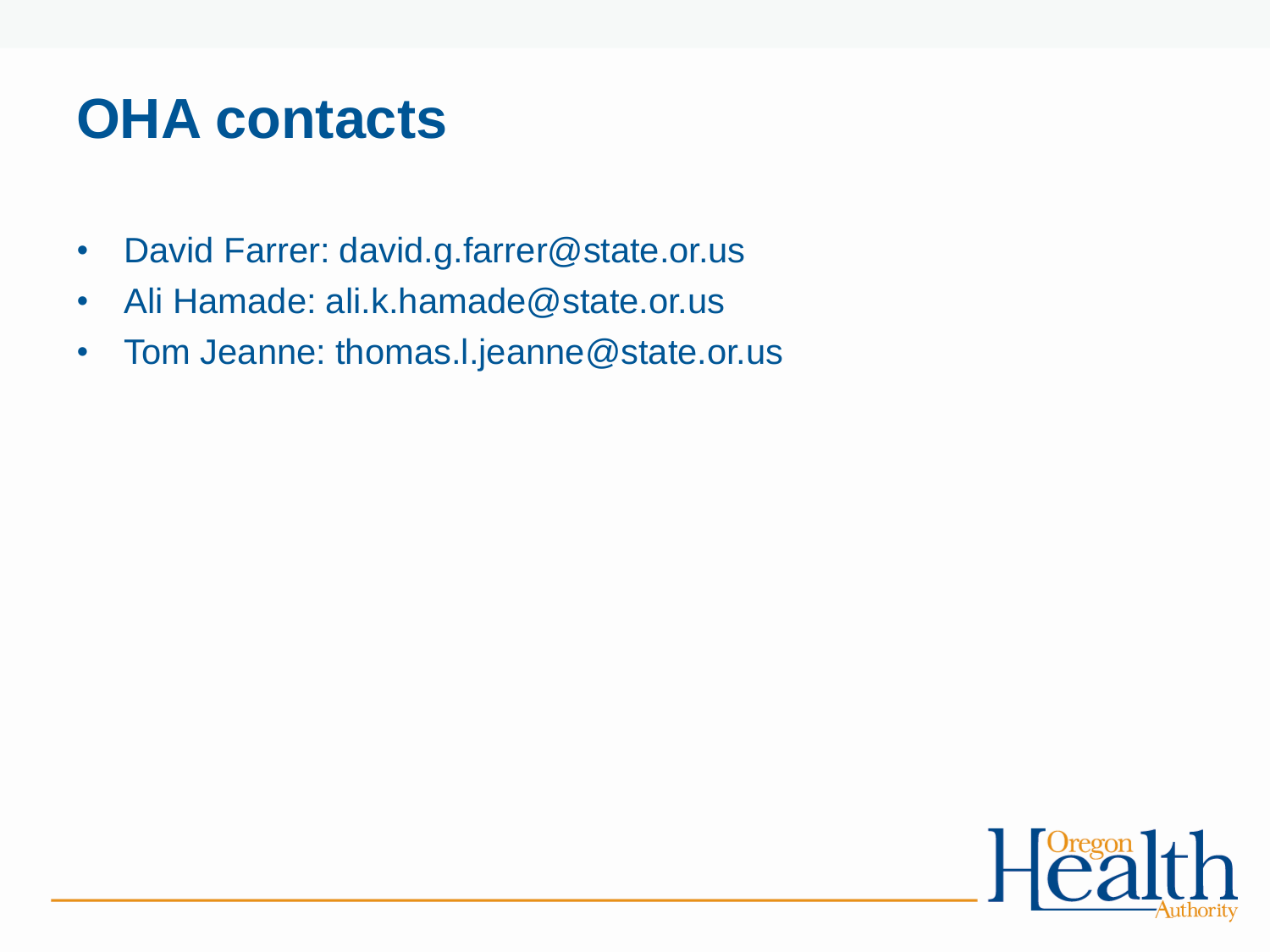# OHA contacts

- David Farrer: david.g.farrer@state.or.us
- Ali Hamade: ali.k.hamade@state.or.us
- Tom Jeanne: thomas.l.jeanne@state.or.us